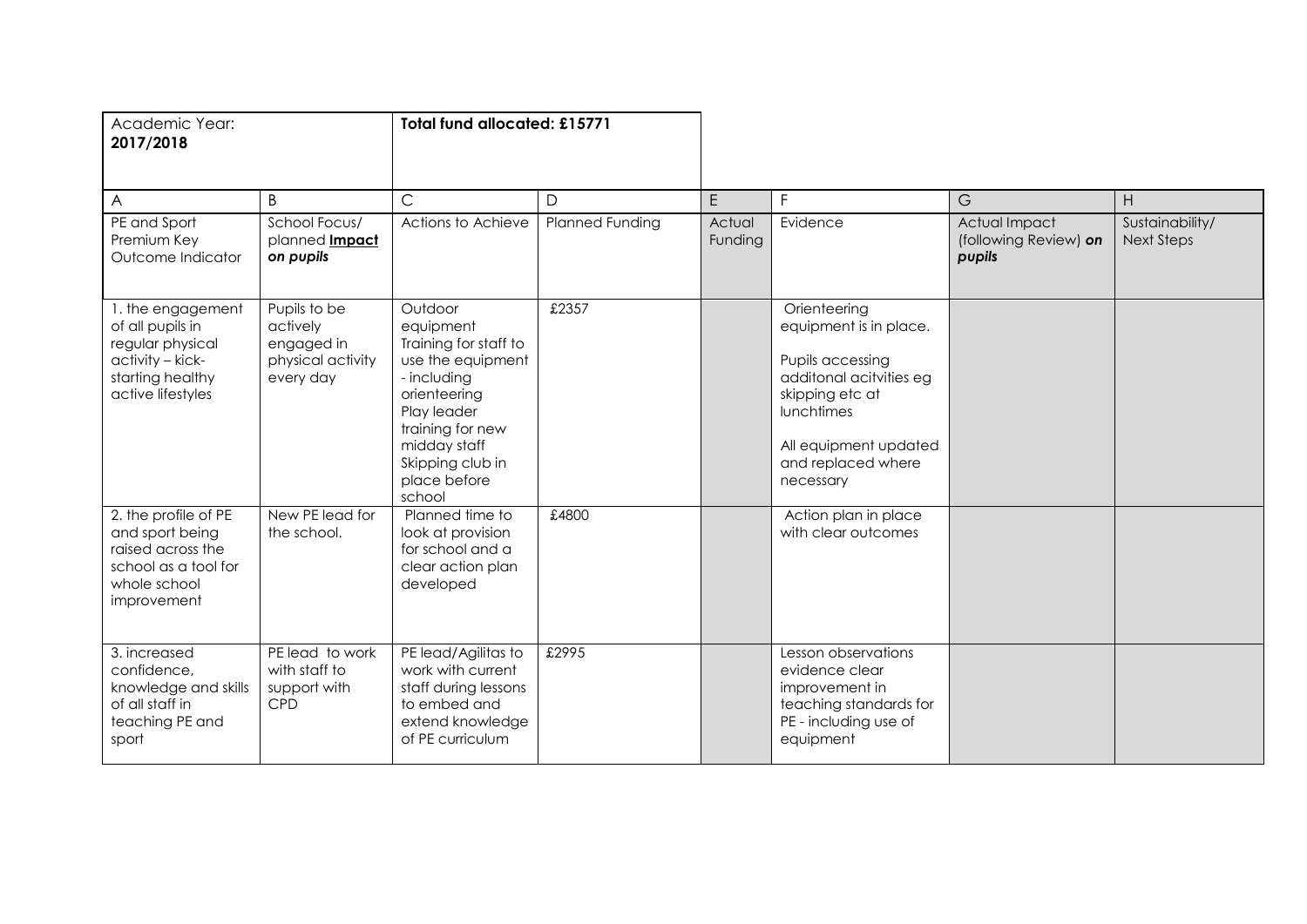| Academic Year: **2017/2018** | | **Total fund allocated: £15771** | | | | | |
|---|---|---|---|---|---|---|---|
| A | B | C | D | E | F | G | H |
| PE and Sport Premium Key Outcome Indicator | School Focus/ planned ***Impact on pupils*** | Actions to Achieve | Planned Funding | Actual Funding | Evidence | Actual Impact (following Review) ***on pupils*** | Sustainability/ Next Steps |
| 1. the engagement of all pupils in regular physical activity – kick-starting healthy active lifestyles | Pupils to be actively engaged in physical activity every day | Outdoor equipment<br>Training for staff to use the equipment - including orienteering<br>Play leader training for new midday staff<br>Skipping club in place before school | £2357 | | Orienteering equipment is in place.<br><br>Pupils accessing additonal acitvities eg skipping etc at lunchtimes<br><br>All equipment updated and replaced where necessary | | |
| 2. the profile of PE and sport being raised across the school as a tool for whole school improvement | New PE lead for the school. | Planned time to look at provision for school and a clear action plan developed | £4800 | | Action plan in place with clear outcomes | | |
| 3. increased confidence, knowledge and skills of all staff in teaching PE and sport | PE lead to work with staff to support with CPD | PE lead/Agilitas to work with current staff during lessons to embed and extend knowledge of PE curriculum | £2995 | | Lesson observations evidence clear improvement in teaching standards for PE - including use of equipment | | |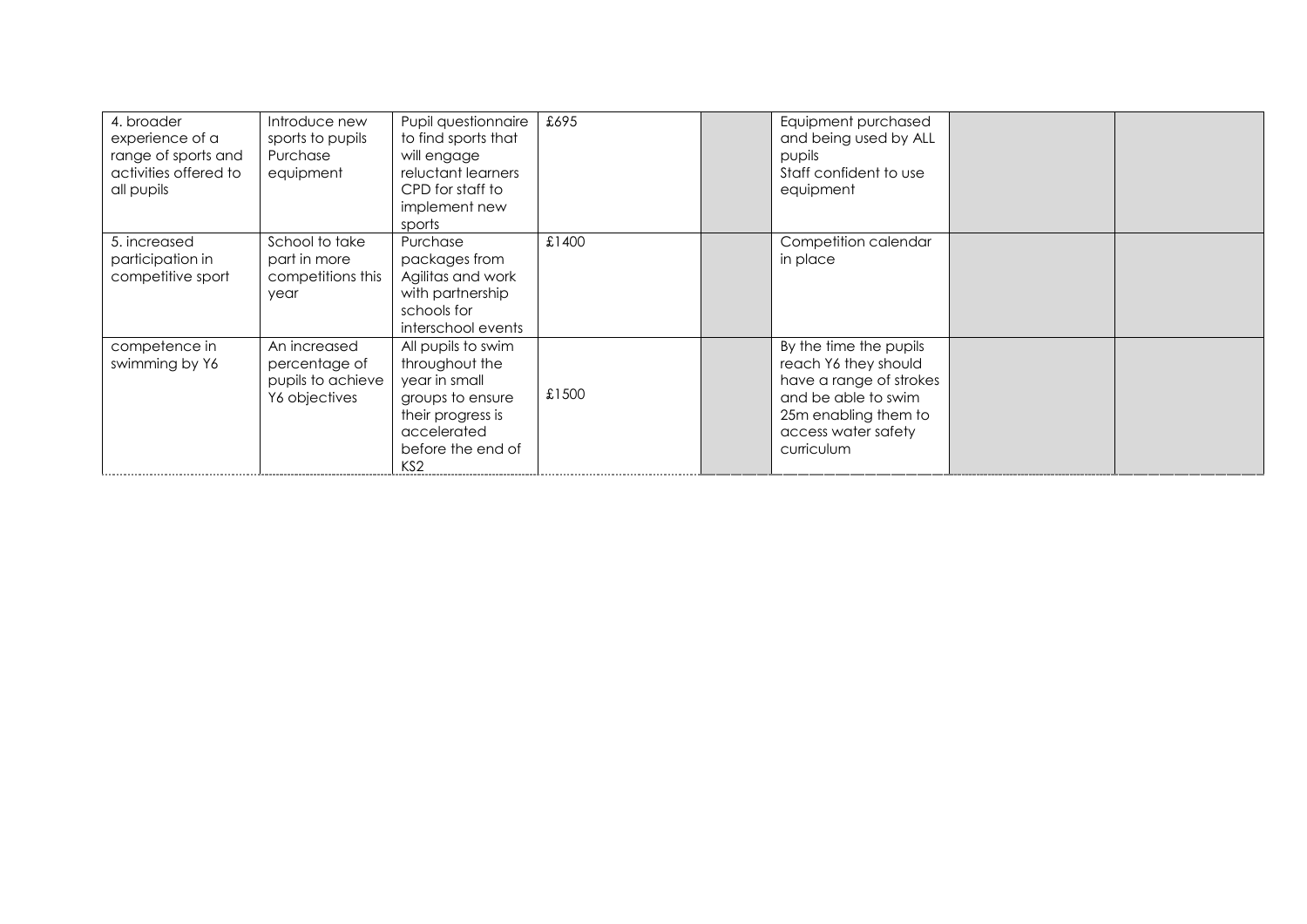| | | | | | | | |
|---|---|---|---|---|---|---|---|
| 4. broader experience of a range of sports and activities offered to all pupils | Introduce new sports to pupils Purchase equipment | Pupil questionnaire to find sports that will engage reluctant learners CPD for staff to implement new sports | £695 | | Equipment purchased and being used by ALL pupils Staff confident to use equipment | | |
| 5. increased participation in competitive sport | School to take part in more competitions this year | Purchase packages from Agilitas and work with partnership schools for interschool events | £1400 | | Competition calendar in place | | |
| competence in swimming by Y6 | An increased percentage of pupils to achieve Y6 objectives | All pupils to swim throughout the year in small groups to ensure their progress is accelerated before the end of KS2 | £1500 | | By the time the pupils reach Y6 they should have a range of strokes and be able to swim 25m enabling them to access water safety curriculum | | |